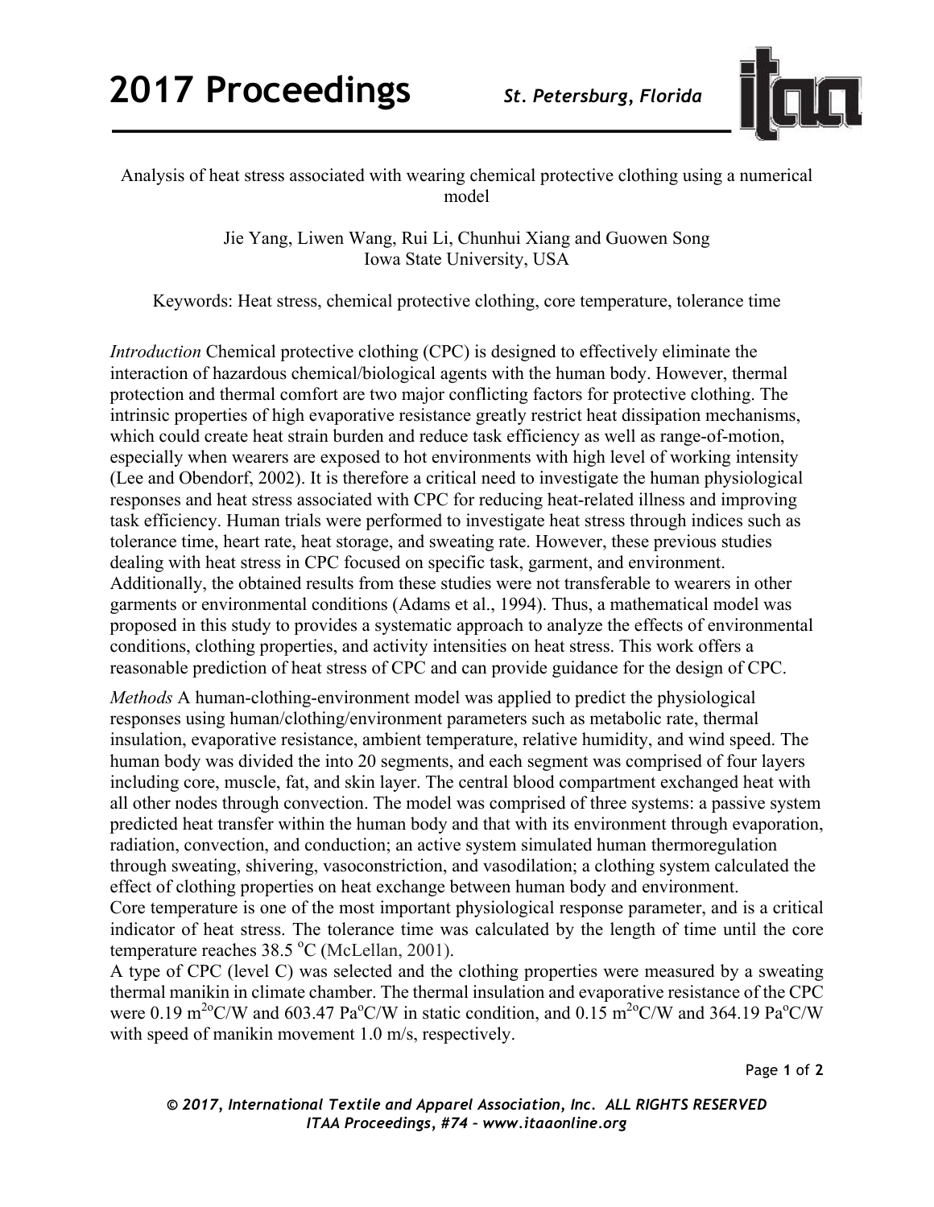# Analysis of heat stress associated with wearing chemical protective clothing using a numerical model

Jie Yang, Liwen Wang, Rui Li, Chunhui Xiang and Guowen Song
Iowa State University, USA

Keywords: Heat stress, chemical protective clothing, core temperature, tolerance time

*Introduction* Chemical protective clothing (CPC) is designed to effectively eliminate the interaction of hazardous chemical/biological agents with the human body. However, thermal protection and thermal comfort are two major conflicting factors for protective clothing. The intrinsic properties of high evaporative resistance greatly restrict heat dissipation mechanisms, which could create heat strain burden and reduce task efficiency as well as range-of-motion, especially when wearers are exposed to hot environments with high level of working intensity (Lee and Obendorf, 2002). It is therefore a critical need to investigate the human physiological responses and heat stress associated with CPC for reducing heat-related illness and improving task efficiency. Human trials were performed to investigate heat stress through indices such as tolerance time, heart rate, heat storage, and sweating rate. However, these previous studies dealing with heat stress in CPC focused on specific task, garment, and environment. Additionally, the obtained results from these studies were not transferable to wearers in other garments or environmental conditions (Adams et al., 1994). Thus, a mathematical model was proposed in this study to provides a systematic approach to analyze the effects of environmental conditions, clothing properties, and activity intensities on heat stress. This work offers a reasonable prediction of heat stress of CPC and can provide guidance for the design of CPC.

*Methods* A human-clothing-environment model was applied to predict the physiological responses using human/clothing/environment parameters such as metabolic rate, thermal insulation, evaporative resistance, ambient temperature, relative humidity, and wind speed. The human body was divided the into 20 segments, and each segment was comprised of four layers including core, muscle, fat, and skin layer. The central blood compartment exchanged heat with all other nodes through convection. The model was comprised of three systems: a passive system predicted heat transfer within the human body and that with its environment through evaporation, radiation, convection, and conduction; an active system simulated human thermoregulation through sweating, shivering, vasoconstriction, and vasodilation; a clothing system calculated the effect of clothing properties on heat exchange between human body and environment.

Core temperature is one of the most important physiological response parameter, and is a critical indicator of heat stress. The tolerance time was calculated by the length of time until the core temperature reaches 38.5 $^{o}$C (McLellan, 2001).

A type of CPC (level C) was selected and the clothing properties were measured by a sweating thermal manikin in climate chamber. The thermal insulation and evaporative resistance of the CPC were 0.19 $m^{2o}C/W$ and 603.47 $Pa^{o}C/W$ in static condition, and 0.15 $m^{2o}C/W$ and 364.19 $Pa^{o}C/W$ with speed of manikin movement 1.0 m/s, respectively.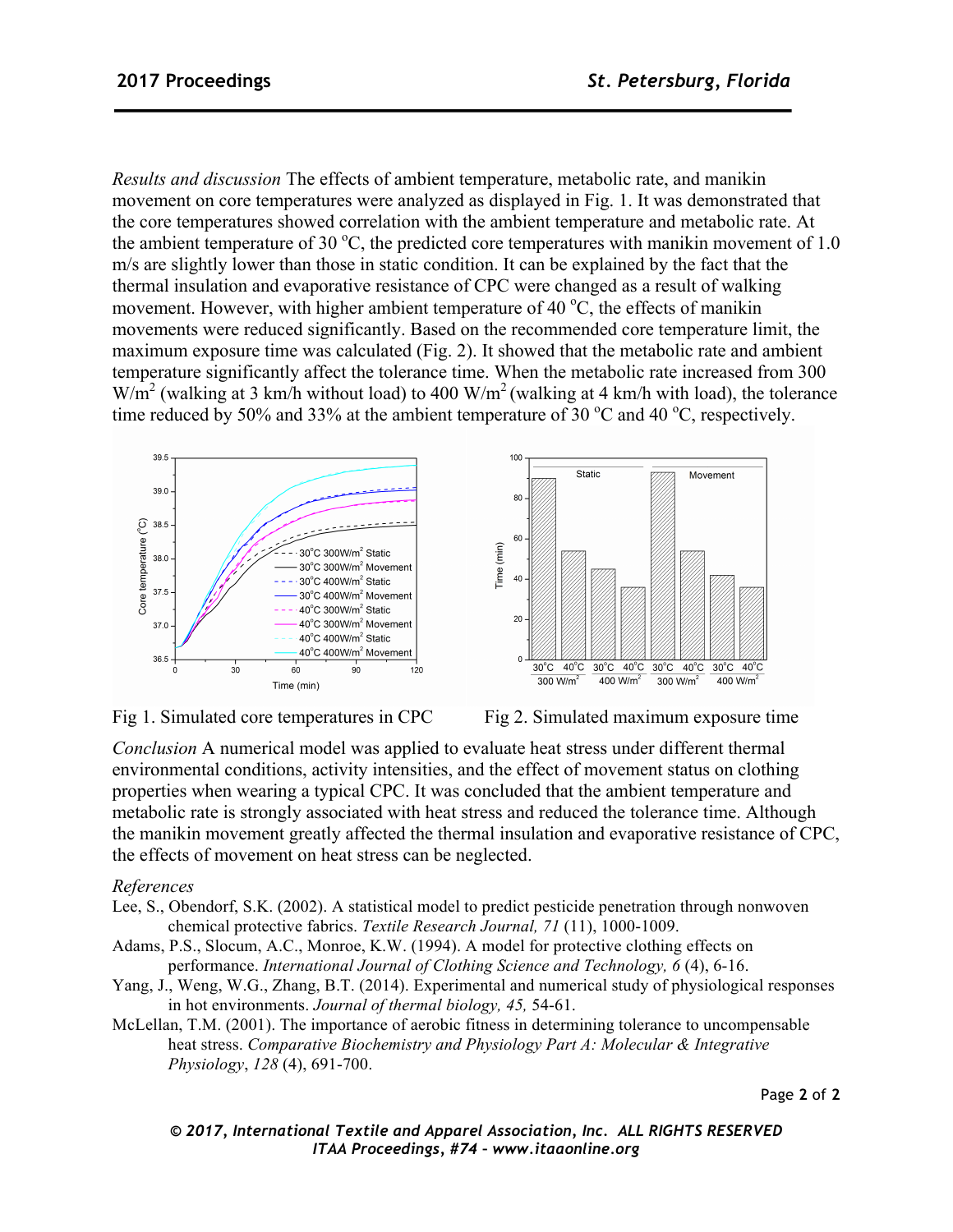*Results and discussion* The effects of ambient temperature, metabolic rate, and manikin movement on core temperatures were analyzed as displayed in Fig. 1. It was demonstrated that the core temperatures showed correlation with the ambient temperature and metabolic rate. At the ambient temperature of 30 °C, the predicted core temperatures with manikin movement of 1.0 m/s are slightly lower than those in static condition. It can be explained by the fact that the thermal insulation and evaporative resistance of CPC were changed as a result of walking movement. However, with higher ambient temperature of 40 °C, the effects of manikin movements were reduced significantly. Based on the recommended core temperature limit, the maximum exposure time was calculated (Fig. 2). It showed that the metabolic rate and ambient temperature significantly affect the tolerance time. When the metabolic rate increased from 300 W/m$^2$ (walking at 3 km/h without load) to 400 W/m$^2$ (walking at 4 km/h with load), the tolerance time reduced by 50% and 33% at the ambient temperature of 30 °C and 40 °C, respectively.

Core temperature (°C)
39.5
39.0
38.5
38.0
37.5
37.0
36.5
0
30
60
90
120
Time (min)
30°C 300W/m² Static
30°C 300W/m² Movement
30°C 400W/m² Static
30°C 400W/m² Movement
40°C 300W/m² Static
40°C 300W/m² Movement
40°C 400W/m² Static
40°C 400W/m² Movement

Fig 1. Simulated core temperatures in CPC

Time (min)
100
80
60
40
20
0
Static
Movement
30°C 40°C 30°C 40°C 30°C 40°C 30°C 40°C
300 W/m² 400 W/m² 300 W/m² 400 W/m²

Fig 2. Simulated maximum exposure time

*Conclusion* A numerical model was applied to evaluate heat stress under different thermal environmental conditions, activity intensities, and the effect of movement status on clothing properties when wearing a typical CPC. It was concluded that the ambient temperature and metabolic rate is strongly associated with heat stress and reduced the tolerance time. Although the manikin movement greatly affected the thermal insulation and evaporative resistance of CPC, the effects of movement on heat stress can be neglected.

*References*

Lee, S., Obendorf, S.K. (2002). A statistical model to predict pesticide penetration through nonwoven chemical protective fabrics. *Textile Research Journal, 71* (11), 1000-1009.

Adams, P.S., Slocum, A.C., Monroe, K.W. (1994). A model for protective clothing effects on performance. *International Journal of Clothing Science and Technology, 6* (4), 6-16.

Yang, J., Weng, W.G., Zhang, B.T. (2014). Experimental and numerical study of physiological responses in hot environments. *Journal of thermal biology, 45,* 54-61.

McLellan, T.M. (2001). The importance of aerobic fitness in determining tolerance to uncompensable heat stress. *Comparative Biochemistry and Physiology Part A: Molecular & Integrative Physiology*, *128* (4), 691-700.